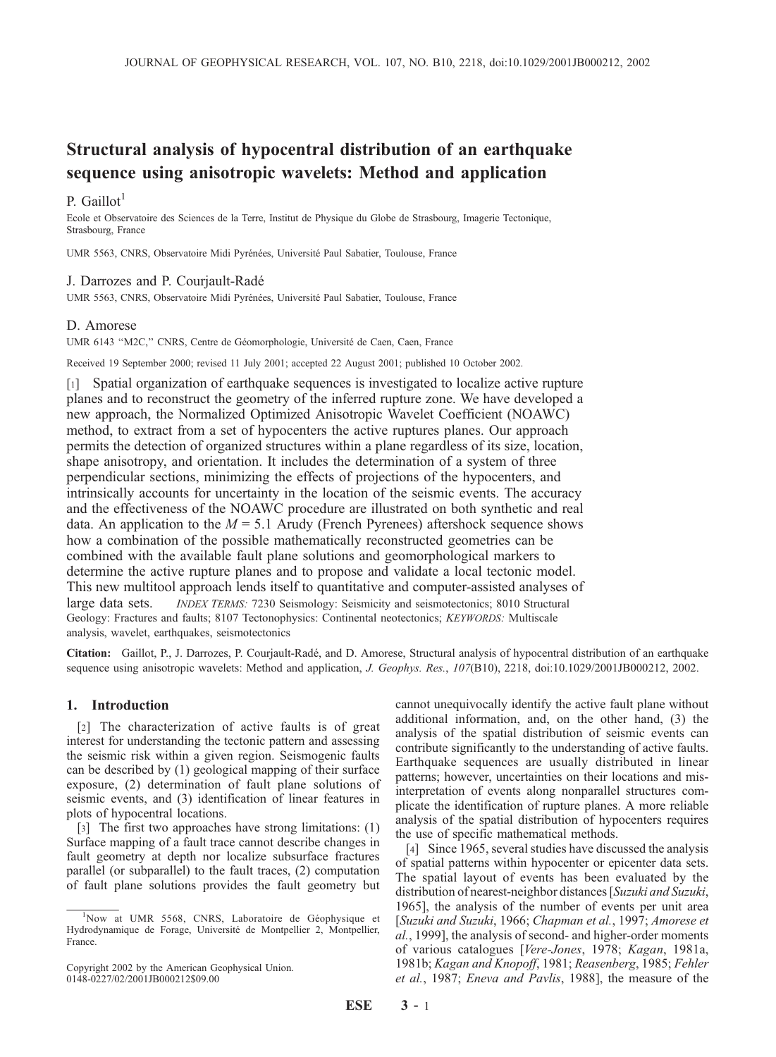# Structural analysis of hypocentral distribution of an earthquake sequence using anisotropic wavelets: Method and application

P. Gaillot[1]

Ecole et Observatoire des Sciences de la Terre, Institut de Physique du Globe de Strasbourg, Imagerie Tectonique, Strasbourg, France

UMR 5563, CNRS, Observatoire Midi Pyrénées, Université Paul Sabatier, Toulouse, France

J. Darrozes and P. Courjault-Radé

UMR 5563, CNRS, Observatoire Midi Pyrénées, Université Paul Sabatier, Toulouse, France

D. Amorese

UMR 6143 "M2C," CNRS, Centre de Géomorphologie, Université de Caen, Caen, France

Received 19 September 2000; revised 11 July 2001; accepted 22 August 2001; published 10 October 2002.

[1] Spatial organization of earthquake sequences is investigated to localize active rupture planes and to reconstruct the geometry of the inferred rupture zone. We have developed a new approach, the Normalized Optimized Anisotropic Wavelet Coefficient (NOAWC) method, to extract from a set of hypocenters the active ruptures planes. Our approach permits the detection of organized structures within a plane regardless of its size, location, shape anisotropy, and orientation. It includes the determination of a system of three perpendicular sections, minimizing the effects of projections of the hypocenters, and intrinsically accounts for uncertainty in the location of the seismic events. The accuracy and the effectiveness of the NOAWC procedure are illustrated on both synthetic and real data. An application to the $M = 5.1$ Arudy (French Pyrenees) aftershock sequence shows how a combination of the possible mathematically reconstructed geometries can be combined with the available fault plane solutions and geomorphological markers to determine the active rupture planes and to propose and validate a local tectonic model. This new multitool approach lends itself to quantitative and computer-assisted analyses of large data sets. *INDEX TERMS:* 7230 Seismology: Seismicity and seismotectonics; 8010 Structural Geology: Fractures and faults; 8107 Tectonophysics: Continental neotectonics; *KEYWORDS:* Multiscale analysis, wavelet, earthquakes, seismotectonics

**Citation:** Gaillot, P., J. Darrozes, P. Courjault-Radé, and D. Amorese, Structural analysis of hypocentral distribution of an earthquake sequence using anisotropic wavelets: Method and application, *J. Geophys. Res.*, *107*(B10), 2218, doi:10.1029/2001JB000212, 2002.

## 1. Introduction

[2] The characterization of active faults is of great interest for understanding the tectonic pattern and assessing the seismic risk within a given region. Seismogenic faults can be described by (1) geological mapping of their surface exposure, (2) determination of fault plane solutions of seismic events, and (3) identification of linear features in plots of hypocentral locations.

[3] The first two approaches have strong limitations: (1) Surface mapping of a fault trace cannot describe changes in fault geometry at depth nor localize subsurface fractures parallel (or subparallel) to the fault traces, (2) computation of fault plane solutions provides the fault geometry but cannot unequivocally identify the active fault plane without additional information, and, on the other hand, (3) the analysis of the spatial distribution of seismic events can contribute significantly to the understanding of active faults. Earthquake sequences are usually distributed in linear patterns; however, uncertainties on their locations and misinterpretation of events along nonparallel structures complicate the identification of rupture planes. A more reliable analysis of the spatial distribution of hypocenters requires the use of specific mathematical methods.

[4] Since 1965, several studies have discussed the analysis of spatial patterns within hypocenter or epicenter data sets. The spatial layout of events has been evaluated by the distribution of nearest-neighbor distances [*Suzuki and Suzuki*, 1965], the analysis of the number of events per unit area [*Suzuki and Suzuki*, 1966; *Chapman et al.*, 1997; *Amorese et al.*, 1999], the analysis of second- and higher-order moments of various catalogues [*Vere-Jones*, 1978; *Kagan*, 1981a, 1981b; *Kagan and Knopoff*, 1981; *Reasenberg*, 1985; *Fehler et al.*, 1987; *Eneva and Pavlis*, 1988], the measure of the

[1]Now at UMR 5568, CNRS, Laboratoire de Géophysique et Hydrodynamique de Forage, Université de Montpellier 2, Montpellier, France.

Copyright 2002 by the American Geophysical Union.
0148-0227/02/2001JB000212$09.00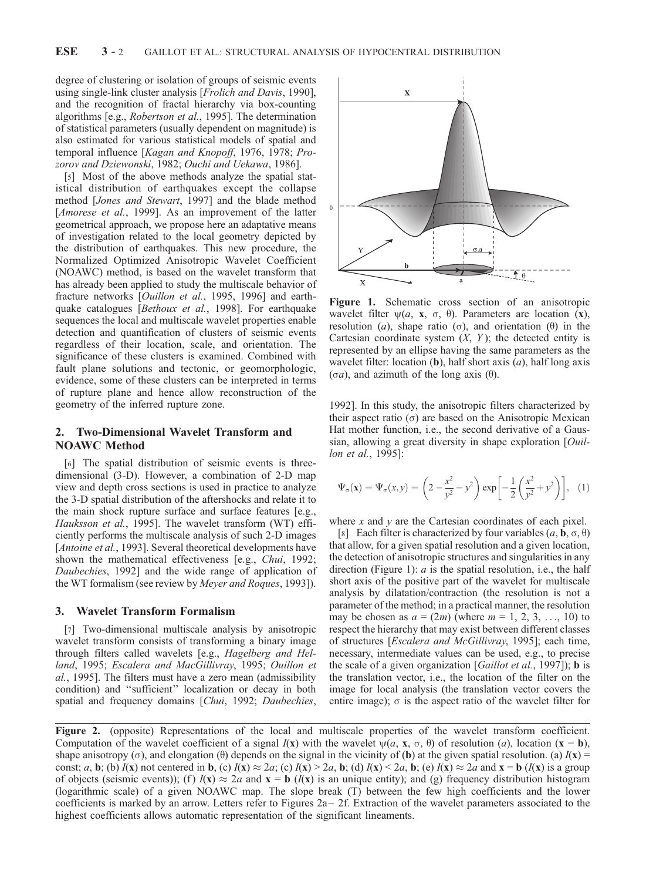degree of clustering or isolation of groups of seismic events using single-link cluster analysis [*Frolich and Davis*, 1990], and the recognition of fractal hierarchy via box-counting algorithms [e.g., *Robertson et al.*, 1995]. The determination of statistical parameters (usually dependent on magnitude) is also estimated for various statistical models of spatial and temporal influence [*Kagan and Knopoff*, 1976, 1978; *Prozorov and Dziewonski*, 1982; *Ouchi and Uekawa*, 1986].

[5] Most of the above methods analyze the spatial statistical distribution of earthquakes except the collapse method [*Jones and Stewart*, 1997] and the blade method [*Amorese et al.*, 1999]. As an improvement of the latter geometrical approach, we propose here an adaptative means of investigation related to the local geometry depicted by the distribution of earthquakes. This new procedure, the Normalized Optimized Anisotropic Wavelet Coefficient (NOAWC) method, is based on the wavelet transform that has already been applied to study the multiscale behavior of fracture networks [*Ouillon et al.*, 1995, 1996] and earthquake catalogues [*Bethoux et al.*, 1998]. For earthquake sequences the local and multiscale wavelet properties enable detection and quantification of clusters of seismic events regardless of their location, scale, and orientation. The significance of these clusters is examined. Combined with fault plane solutions and tectonic, or geomorphologic, evidence, some of these clusters can be interpreted in terms of rupture plane and hence allow reconstruction of the geometry of the inferred rupture zone.

## 2. Two-Dimensional Wavelet Transform and NOAWC Method

[6] The spatial distribution of seismic events is three-dimensional (3-D). However, a combination of 2-D map view and depth cross sections is used in practice to analyze the 3-D spatial distribution of the aftershocks and relate it to the main shock rupture surface and surface features [e.g., *Hauksson et al.*, 1995]. The wavelet transform (WT) efficiently performs the multiscale analysis of such 2-D images [*Antoine et al.*, 1993]. Several theoretical developments have shown the mathematical effectiveness [e.g., *Chui*, 1992; *Daubechies*, 1992] and the wide range of application of the WT formalism (see review by *Meyer and Roques*, 1993]).

## 3. Wavelet Transform Formalism

[7] Two-dimensional multiscale analysis by anisotropic wavelet transform consists of transforming a binary image through filters called wavelets [e.g., *Hagelberg and Helland*, 1995; *Escalera and MacGillivray*, 1995; *Ouillon et al.*, 1995]. The filters must have a zero mean (admissibility condition) and "sufficient" localization or decay in both spatial and frequency domains [*Chui*, 1992; *Daubechies*, 1992]. In this study, the anisotropic filters characterized by their aspect ratio ($\sigma$) are based on the Anisotropic Mexican Hat mother function, i.e., the second derivative of a Gaussian, allowing a great diversity in shape exploration [*Ouillon et al.*, 1995]:

$$\Psi_\sigma(\mathbf{x}) = \Psi_\sigma(x, y) = \left(2 - \frac{x^2}{y^2} - y^2\right) \exp\left[-\frac{1}{2}\left(\frac{x^2}{y^2} + y^2\right)\right], \quad (1)$$

where $x$ and $y$ are the Cartesian coordinates of each pixel.

[8] Each filter is characterized by four variables ($a$, $\mathbf{b}$, $\sigma$, $\theta$) that allow, for a given spatial resolution and a given location, the detection of anisotropic structures and singularities in any direction (Figure 1): $a$ is the spatial resolution, i.e., the half short axis of the positive part of the wavelet for multiscale analysis by dilatation/contraction (the resolution is not a parameter of the method; in a practical manner, the resolution may be chosen as $a = (2m)$ (where $m = 1, 2, 3, \ldots, 10$) to respect the hierarchy that may exist between different classes of structures [*Escalera and McGillivray*, 1995]; each time, necessary, intermediate values can be used, e.g., to precise the scale of a given organization [*Gaillot et al.*, 1997]); $\mathbf{b}$ is the translation vector, i.e., the location of the filter on the image for local analysis (the translation vector covers the entire image); $\sigma$ is the aspect ratio of the wavelet filter for

**Figure 1.** Schematic cross section of an anisotropic wavelet filter $\psi(a, \mathbf{x}, \sigma, \theta)$. Parameters are location ($\mathbf{x}$), resolution ($a$), shape ratio ($\sigma$), and orientation ($\theta$) in the Cartesian coordinate system ($X$, $Y$); the detected entity is represented by an ellipse having the same parameters as the wavelet filter: location ($\mathbf{b}$), half short axis ($a$), half long axis ($\sigma a$), and azimuth of the long axis ($\theta$).

**Figure 2.** (opposite) Representations of the local and multiscale properties of the wavelet transform coefficient. Computation of the wavelet coefficient of a signal $I(\mathbf{x})$ with the wavelet $\psi(a, \mathbf{x}, \sigma, \theta)$ of resolution ($a$), location ($\mathbf{x} = \mathbf{b}$), shape anisotropy ($\sigma$), and elongation ($\theta$) depends on the signal in the vicinity of ($\mathbf{b}$) at the given spatial resolution. (a) $I(\mathbf{x})$ = const; $a$, $\mathbf{b}$; (b) $I(\mathbf{x})$ not centered in $\mathbf{b}$, (c) $I(\mathbf{x}) \approx 2a$; (c) $I(\mathbf{x}) > 2a$, $\mathbf{b}$; (d) $I(\mathbf{x}) < 2a$, $\mathbf{b}$; (e) $I(\mathbf{x}) \approx 2a$ and $\mathbf{x} = \mathbf{b}$ ($I(\mathbf{x})$ is a group of objects (seismic events)); (f) $I(\mathbf{x}) \approx 2a$ and $\mathbf{x} = \mathbf{b}$ ($I(\mathbf{x})$ is an unique entity); and (g) frequency distribution histogram (logarithmic scale) of a given NOAWC map. The slope break (T) between the few high coefficients and the lower coefficients is marked by an arrow. Letters refer to Figures 2a–2f. Extraction of the wavelet parameters associated to the highest coefficients allows automatic representation of the significant lineaments.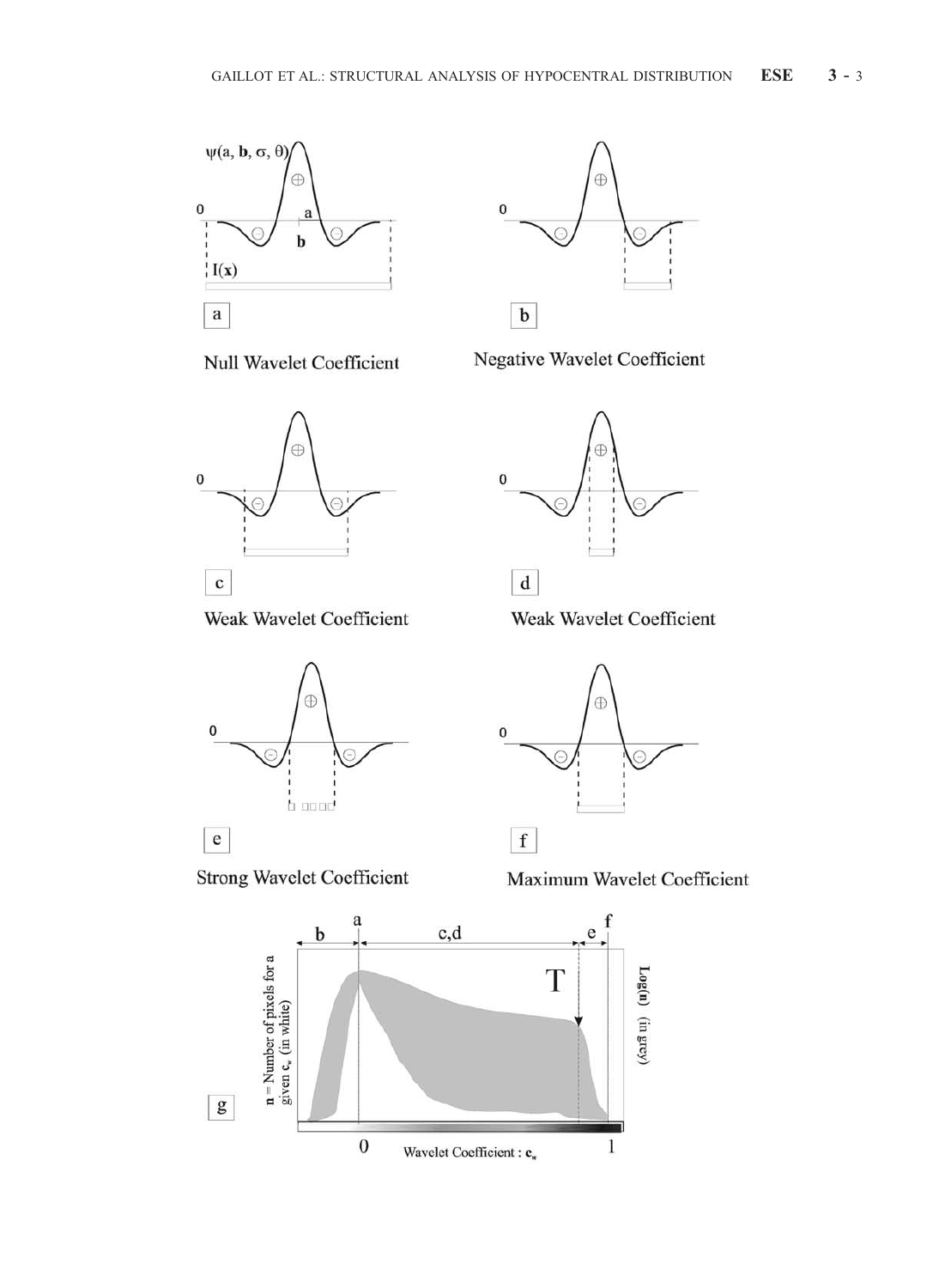Null Wavelet Coefficient

Negative Wavelet Coefficient

Weak Wavelet Coefficient

Weak Wavelet Coefficient

Strong Wavelet Coefficient

Maximum Wavelet Coefficient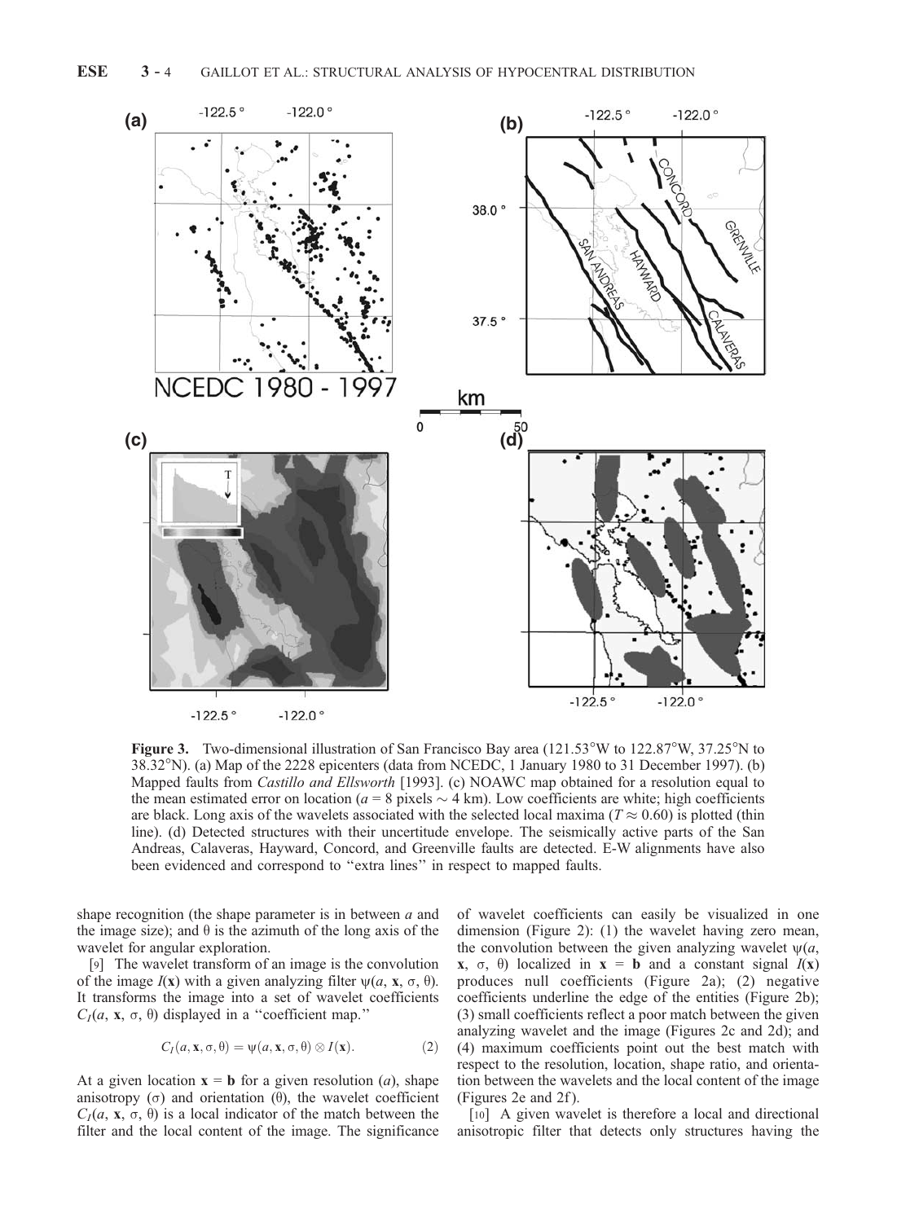**Figure 3.** Two-dimensional illustration of San Francisco Bay area (121.53°W to 122.87°W, 37.25°N to 38.32°N). (a) Map of the 2228 epicenters (data from NCEDC, 1 January 1980 to 31 December 1997). (b) Mapped faults from *Castillo and Ellsworth* [1993]. (c) NOAWC map obtained for a resolution equal to the mean estimated error on location ($a$ = 8 pixels ~ 4 km). Low coefficients are white; high coefficients are black. Long axis of the wavelets associated with the selected local maxima ($T \approx 0.60$) is plotted (thin line). (d) Detected structures with their uncertitude envelope. The seismically active parts of the San Andreas, Calaveras, Hayward, Concord, and Greenville faults are detected. E-W alignments have also been evidenced and correspond to "extra lines" in respect to mapped faults.

shape recognition (the shape parameter is in between $a$ and the image size); and $\theta$ is the azimuth of the long axis of the wavelet for angular exploration.

[9] The wavelet transform of an image is the convolution of the image $I(\mathbf{x})$ with a given analyzing filter $\psi(a, \mathbf{x}, \sigma, \theta)$. It transforms the image into a set of wavelet coefficients $C_I(a, \mathbf{x}, \sigma, \theta)$ displayed in a "coefficient map."

$$C_I(a, \mathbf{x}, \sigma, \theta) = \psi(a, \mathbf{x}, \sigma, \theta) \otimes I(\mathbf{x}). \tag{2}$$

At a given location $\mathbf{x} = \mathbf{b}$ for a given resolution ($a$), shape anisotropy ($\sigma$) and orientation ($\theta$), the wavelet coefficient $C_I(a, \mathbf{x}, \sigma, \theta)$ is a local indicator of the match between the filter and the local content of the image. The significance of wavelet coefficients can easily be visualized in one dimension (Figure 2): (1) the wavelet having zero mean, the convolution between the given analyzing wavelet $\psi(a, \mathbf{x}, \sigma, \theta)$ localized in $\mathbf{x} = \mathbf{b}$ and a constant signal $I(\mathbf{x})$ produces null coefficients (Figure 2a); (2) negative coefficients underline the edge of the entities (Figure 2b); (3) small coefficients reflect a poor match between the given analyzing wavelet and the image (Figures 2c and 2d); and (4) maximum coefficients point out the best match with respect to the resolution, location, shape ratio, and orientation between the wavelets and the local content of the image (Figures 2e and 2f).

[10] A given wavelet is therefore a local and directional anisotropic filter that detects only structures having the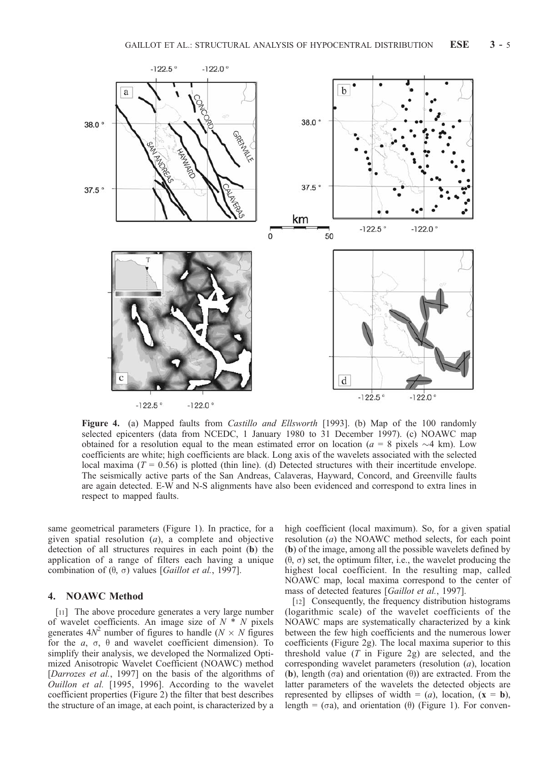**Figure 4.** (a) Mapped faults from *Castillo and Ellsworth* [1993]. (b) Map of the 100 randomly selected epicenters (data from NCEDC, 1 January 1980 to 31 December 1997). (c) NOAWC map obtained for a resolution equal to the mean estimated error on location ($a$ = 8 pixels ~4 km). Low coefficients are white; high coefficients are black. Long axis of the wavelets associated with the selected local maxima ($T$ = 0.56) is plotted (thin line). (d) Detected structures with their incertitude envelope. The seismically active parts of the San Andreas, Calaveras, Hayward, Concord, and Greenville faults are again detected. E-W and N-S alignments have also been evidenced and correspond to extra lines in respect to mapped faults.

same geometrical parameters (Figure 1). In practice, for a given spatial resolution ($a$), a complete and objective detection of all structures requires in each point (**b**) the application of a range of filters each having a unique combination of ($\theta$, $\sigma$) values [*Gaillot et al.*, 1997].

## 4. NOAWC Method

[11] The above procedure generates a very large number of wavelet coefficients. An image size of $N * N$ pixels generates $4N^2$ number of figures to handle ($N \times N$ figures for the $a$, $\sigma$, $\theta$ and wavelet coefficient dimension). To simplify their analysis, we developed the Normalized Optimized Anisotropic Wavelet Coefficient (NOAWC) method [*Darrozes et al.*, 1997] on the basis of the algorithms of *Ouillon et al.* [1995, 1996]. According to the wavelet coefficient properties (Figure 2) the filter that best describes the structure of an image, at each point, is characterized by a high coefficient (local maximum). So, for a given spatial resolution ($a$) the NOAWC method selects, for each point (**b**) of the image, among all the possible wavelets defined by ($\theta$, $\sigma$) set, the optimum filter, i.e., the wavelet producing the highest local coefficient. In the resulting map, called NOAWC map, local maxima correspond to the center of mass of detected features [*Gaillot et al.*, 1997].

[12] Consequently, the frequency distribution histograms (logarithmic scale) of the wavelet coefficients of the NOAWC maps are systematically characterized by a kink between the few high coefficients and the numerous lower coefficients (Figure 2g). The local maxima superior to this threshold value ($T$ in Figure 2g) are selected, and the corresponding wavelet parameters (resolution ($a$), location (**b**), length ($\sigma a$) and orientation ($\theta$)) are extracted. From the latter parameters of the wavelets the detected objects are represented by ellipses of width = ($a$), location, ($\mathbf{x} = \mathbf{b}$), length = ($\sigma a$), and orientation ($\theta$) (Figure 1). For conven-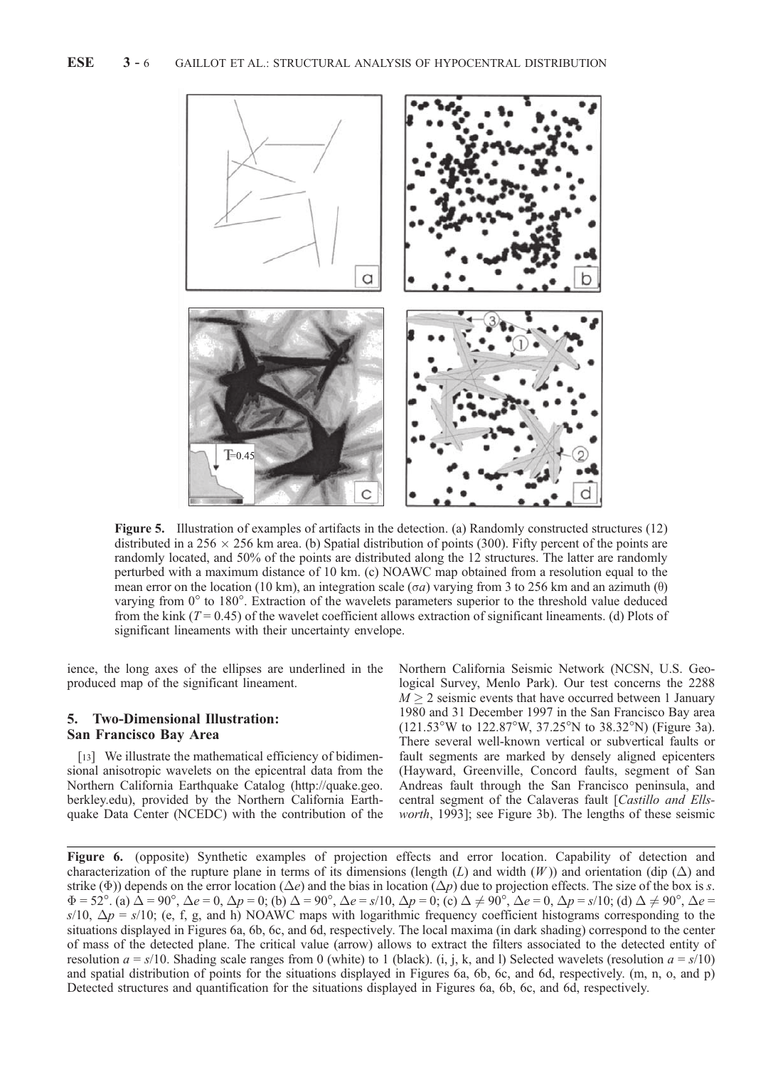**Figure 5.** Illustration of examples of artifacts in the detection. (a) Randomly constructed structures (12) distributed in a $256 \times 256$ km area. (b) Spatial distribution of points (300). Fifty percent of the points are randomly located, and 50% of the points are distributed along the 12 structures. The latter are randomly perturbed with a maximum distance of 10 km. (c) NOAWC map obtained from a resolution equal to the mean error on the location (10 km), an integration scale ($\sigma a$) varying from 3 to 256 km and an azimuth ($\theta$) varying from 0° to 180°. Extraction of the wavelets parameters superior to the threshold value deduced from the kink ($T = 0.45$) of the wavelet coefficient allows extraction of significant lineaments. (d) Plots of significant lineaments with their uncertainty envelope.

ience, the long axes of the ellipses are underlined in the produced map of the significant lineament.

## 5. Two-Dimensional Illustration: San Francisco Bay Area

[13] We illustrate the mathematical efficiency of bidimensional anisotropic wavelets on the epicentral data from the Northern California Earthquake Catalog (http://quake.geo.berkley.edu), provided by the Northern California Earthquake Data Center (NCEDC) with the contribution of the Northern California Seismic Network (NCSN, U.S. Geological Survey, Menlo Park). Our test concerns the 2288 $M \geq 2$ seismic events that have occurred between 1 January 1980 and 31 December 1997 in the San Francisco Bay area (121.53°W to 122.87°W, 37.25°N to 38.32°N) (Figure 3a). There several well-known vertical or subvertical faults or fault segments are marked by densely aligned epicenters (Hayward, Greenville, Concord faults, segment of San Andreas fault through the San Francisco peninsula, and central segment of the Calaveras fault [*Castillo and Ellsworth*, 1993]; see Figure 3b). The lengths of these seismic

**Figure 6.** (opposite) Synthetic examples of projection effects and error location. Capability of detection and characterization of the rupture plane in terms of its dimensions (length ($L$) and width ($W$)) and orientation (dip ($\Delta$) and strike ($\Phi$)) depends on the error location ($\Delta e$) and the bias in location ($\Delta p$) due to projection effects. The size of the box is $s$. $\Phi = 52°$. (a) $\Delta = 90°$, $\Delta e = 0$, $\Delta p = 0$; (b) $\Delta = 90°$, $\Delta e = s/10$, $\Delta p = 0$; (c) $\Delta \neq 90°$, $\Delta e = 0$, $\Delta p = s/10$; (d) $\Delta \neq 90°$, $\Delta e = s/10$, $\Delta p = s/10$; (e, f, g, and h) NOAWC maps with logarithmic frequency coefficient histograms corresponding to the situations displayed in Figures 6a, 6b, 6c, and 6d, respectively. The local maxima (in dark shading) correspond to the center of mass of the detected plane. The critical value (arrow) allows to extract the filters associated to the detected entity of resolution $a = s/10$. Shading scale ranges from 0 (white) to 1 (black). (i, j, k, and l) Selected wavelets (resolution $a = s/10$) and spatial distribution of points for the situations displayed in Figures 6a, 6b, 6c, and 6d, respectively. (m, n, o, and p) Detected structures and quantification for the situations displayed in Figures 6a, 6b, 6c, and 6d, respectively.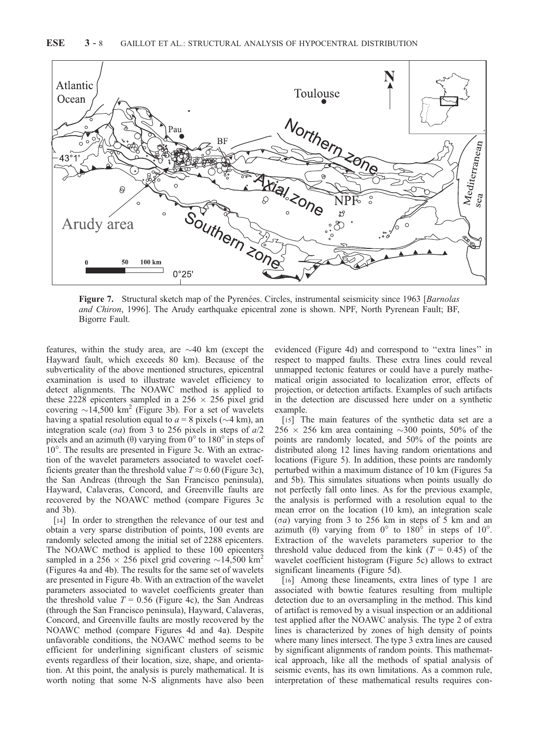**Figure 7.** Structural sketch map of the Pyrenées. Circles, instrumental seismicity since 1963 [*Barnolas and Chiron*, 1996]. The Arudy earthquake epicentral zone is shown. NPF, North Pyrenean Fault; BF, Bigorre Fault.

features, within the study area, are ~40 km (except the Hayward fault, which exceeds 80 km). Because of the subverticality of the above mentioned structures, epicentral examination is used to illustrate wavelet efficiency to detect alignments. The NOAWC method is applied to these 2228 epicenters sampled in a 256 × 256 pixel grid covering ~14,500 km$^2$ (Figure 3b). For a set of wavelets having a spatial resolution equal to $a = 8$ pixels (~4 km), an integration scale ($\sigma a$) from 3 to 256 pixels in steps of $a/2$ pixels and an azimuth ($\theta$) varying from 0° to 180° in steps of 10°. The results are presented in Figure 3c. With an extraction of the wavelet parameters associated to wavelet coefficients greater than the threshold value $T \approx 0.60$ (Figure 3c), the San Andreas (through the San Francisco peninsula), Hayward, Calaveras, Concord, and Greenville faults are recovered by the NOAWC method (compare Figures 3c and 3b).

[14] In order to strengthen the relevance of our test and obtain a very sparse distribution of points, 100 events are randomly selected among the initial set of 2288 epicenters. The NOAWC method is applied to these 100 epicenters sampled in a 256 × 256 pixel grid covering ~14,500 km$^2$ (Figures 4a and 4b). The results for the same set of wavelets are presented in Figure 4b. With an extraction of the wavelet parameters associated to wavelet coefficients greater than the threshold value $T = 0.56$ (Figure 4c), the San Andreas (through the San Francisco peninsula), Hayward, Calaveras, Concord, and Greenville faults are mostly recovered by the NOAWC method (compare Figures 4d and 4a). Despite unfavorable conditions, the NOAWC method seems to be efficient for underlining significant clusters of seismic events regardless of their location, size, shape, and orientation. At this point, the analysis is purely mathematical. It is worth noting that some N-S alignments have also been evidenced (Figure 4d) and correspond to "extra lines" in respect to mapped faults. These extra lines could reveal unmapped tectonic features or could have a purely mathematical origin associated to localization error, effects of projection, or detection artifacts. Examples of such artifacts in the detection are discussed here under on a synthetic example.

[15] The main features of the synthetic data set are a 256 × 256 km area containing ~300 points, 50% of the points are randomly located, and 50% of the points are distributed along 12 lines having random orientations and locations (Figure 5). In addition, these points are randomly perturbed within a maximum distance of 10 km (Figures 5a and 5b). This simulates situations when points usually do not perfectly fall onto lines. As for the previous example, the analysis is performed with a resolution equal to the mean error on the location (10 km), an integration scale ($\sigma a$) varying from 3 to 256 km in steps of 5 km and an azimuth ($\theta$) varying from 0° to 180° in steps of 10°. Extraction of the wavelets parameters superior to the threshold value deduced from the kink ($T = 0.45$) of the wavelet coefficient histogram (Figure 5c) allows to extract significant lineaments (Figure 5d).

[16] Among these lineaments, extra lines of type 1 are associated with bowtie features resulting from multiple detection due to an oversampling in the method. This kind of artifact is removed by a visual inspection or an additional test applied after the NOAWC analysis. The type 2 of extra lines is characterized by zones of high density of points where many lines intersect. The type 3 extra lines are caused by significant alignments of random points. This mathematical approach, like all the methods of spatial analysis of seismic events, has its own limitations. As a common rule, interpretation of these mathematical results requires con-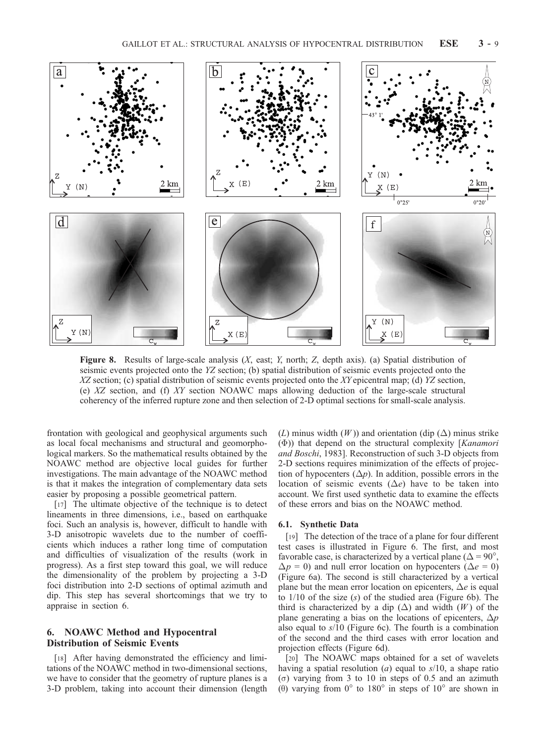**Figure 8.** Results of large-scale analysis (*X*, east; *Y*, north; *Z*, depth axis). (a) Spatial distribution of seismic events projected onto the *YZ* section; (b) spatial distribution of seismic events projected onto the *XZ* section; (c) spatial distribution of seismic events projected onto the *XY* epicentral map; (d) *YZ* section, (e) *XZ* section, and (f) *XY* section NOAWC maps allowing deduction of the large-scale structural coherency of the inferred rupture zone and then selection of 2-D optimal sections for small-scale analysis.

frontation with geological and geophysical arguments such as local focal mechanisms and structural and geomorphological markers. So the mathematical results obtained by the NOAWC method are objective local guides for further investigations. The main advantage of the NOAWC method is that it makes the integration of complementary data sets easier by proposing a possible geometrical pattern.

[17] The ultimate objective of the technique is to detect lineaments in three dimensions, i.e., based on earthquake foci. Such an analysis is, however, difficult to handle with 3-D anisotropic wavelets due to the number of coefficients which induces a rather long time of computation and difficulties of visualization of the results (work in progress). As a first step toward this goal, we will reduce the dimensionality of the problem by projecting a 3-D foci distribution into 2-D sections of optimal azimuth and dip. This step has several shortcomings that we try to appraise in section 6.

## 6. NOAWC Method and Hypocentral Distribution of Seismic Events

[18] After having demonstrated the efficiency and limitations of the NOAWC method in two-dimensional sections, we have to consider that the geometry of rupture planes is a 3-D problem, taking into account their dimension (length ($L$) minus width ($W$)) and orientation (dip ($\Delta$) minus strike ($\Phi$)) that depend on the structural complexity [*Kanamori and Boschi*, 1983]. Reconstruction of such 3-D objects from 2-D sections requires minimization of the effects of projection of hypocenters ($\Delta p$). In addition, possible errors in the location of seismic events ($\Delta e$) have to be taken into account. We first used synthetic data to examine the effects of these errors and bias on the NOAWC method.

### 6.1. Synthetic Data

[19] The detection of the trace of a plane for four different test cases is illustrated in Figure 6. The first, and most favorable case, is characterized by a vertical plane ($\Delta = 90°$, $\Delta p = 0$) and null error location on hypocenters ($\Delta e = 0$) (Figure 6a). The second is still characterized by a vertical plane but the mean error location on epicenters, $\Delta e$ is equal to 1/10 of the size ($s$) of the studied area (Figure 6b). The third is characterized by a dip ($\Delta$) and width ($W$) of the plane generating a bias on the locations of epicenters, $\Delta p$ also equal to $s$/10 (Figure 6c). The fourth is a combination of the second and the third cases with error location and projection effects (Figure 6d).

[20] The NOAWC maps obtained for a set of wavelets having a spatial resolution ($a$) equal to $s$/10, a shape ratio ($\sigma$) varying from 3 to 10 in steps of 0.5 and an azimuth ($\theta$) varying from 0° to 180° in steps of 10° are shown in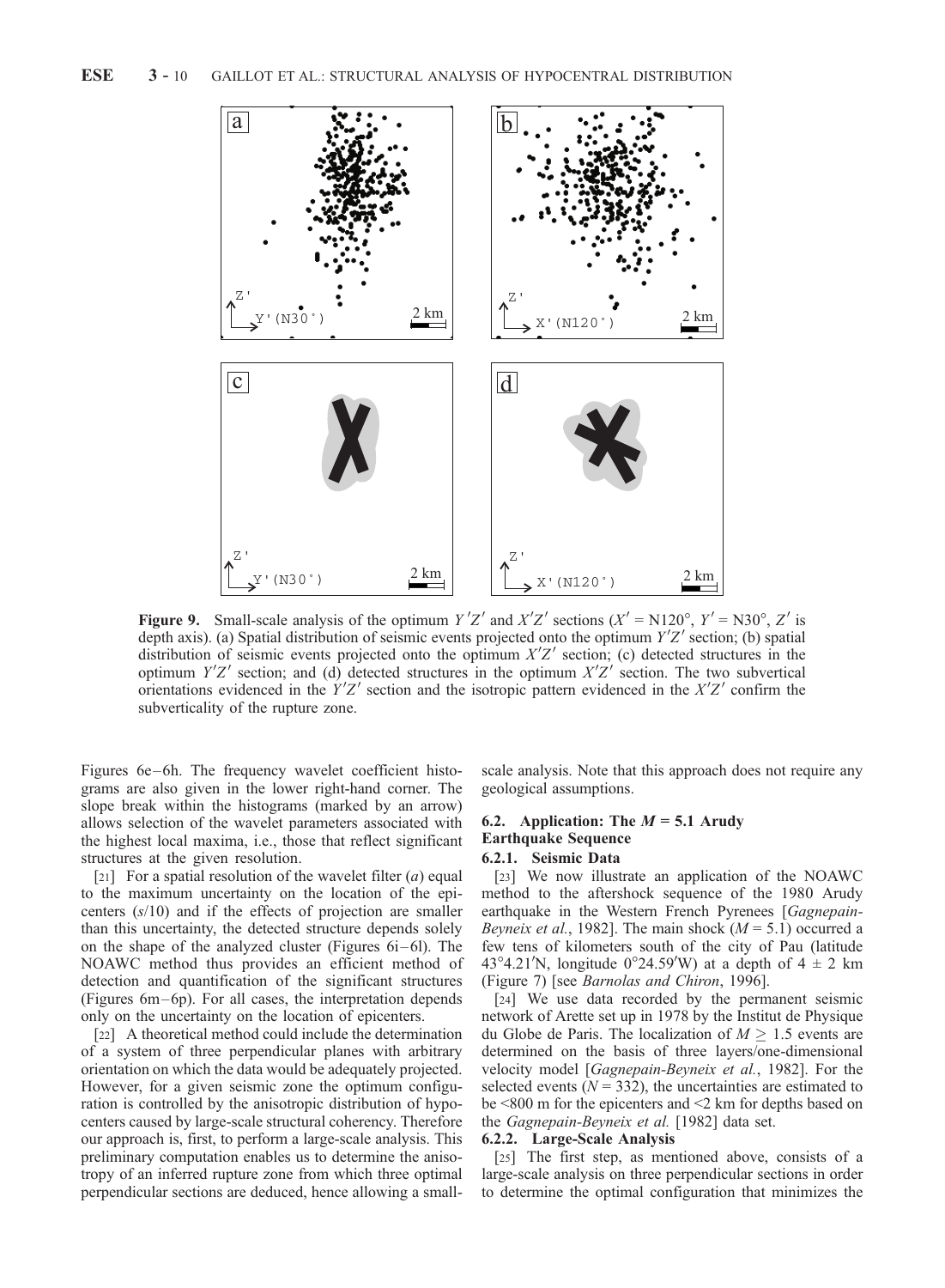**Figure 9.** Small-scale analysis of the optimum $Y'Z'$ and $X'Z'$ sections ($X'$ = N120°, $Y'$ = N30°, $Z'$ is depth axis). (a) Spatial distribution of seismic events projected onto the optimum $Y'Z'$ section; (b) spatial distribution of seismic events projected onto the optimum $X'Z'$ section; (c) detected structures in the optimum $Y'Z'$ section; and (d) detected structures in the optimum $X'Z'$ section. The two subvertical orientations evidenced in the $Y'Z'$ section and the isotropic pattern evidenced in the $X'Z'$ confirm the subverticality of the rupture zone.

Figures 6e–6h. The frequency wavelet coefficient histograms are also given in the lower right-hand corner. The slope break within the histograms (marked by an arrow) allows selection of the wavelet parameters associated with the highest local maxima, i.e., those that reflect significant structures at the given resolution.

[21] For a spatial resolution of the wavelet filter ($a$) equal to the maximum uncertainty on the location of the epicenters ($s$/10) and if the effects of projection are smaller than this uncertainty, the detected structure depends solely on the shape of the analyzed cluster (Figures 6i–6l). The NOAWC method thus provides an efficient method of detection and quantification of the significant structures (Figures 6m–6p). For all cases, the interpretation depends only on the uncertainty on the location of epicenters.

[22] A theoretical method could include the determination of a system of three perpendicular planes with arbitrary orientation on which the data would be adequately projected. However, for a given seismic zone the optimum configuration is controlled by the anisotropic distribution of hypocenters caused by large-scale structural coherency. Therefore our approach is, first, to perform a large-scale analysis. This preliminary computation enables us to determine the anisotropy of an inferred rupture zone from which three optimal perpendicular sections are deduced, hence allowing a small-scale analysis. Note that this approach does not require any geological assumptions.

### 6.2. Application: The $M$ = 5.1 Arudy Earthquake Sequence

#### 6.2.1. Seismic Data

[23] We now illustrate an application of the NOAWC method to the aftershock sequence of the 1980 Arudy earthquake in the Western French Pyrenees [*Gagnepain-Beyneix et al.*, 1982]. The main shock ($M$ = 5.1) occurred a few tens of kilometers south of the city of Pau (latitude 43°4.21′N, longitude 0°24.59′W) at a depth of 4 ± 2 km (Figure 7) [see *Barnolas and Chiron*, 1996].

[24] We use data recorded by the permanent seismic network of Arette set up in 1978 by the Institut de Physique du Globe de Paris. The localization of $M \geq 1.5$ events are determined on the basis of three layers/one-dimensional velocity model [*Gagnepain-Beyneix et al.*, 1982]. For the selected events ($N$ = 332), the uncertainties are estimated to be <800 m for the epicenters and <2 km for depths based on the *Gagnepain-Beyneix et al.* [1982] data set.

#### 6.2.2. Large-Scale Analysis

[25] The first step, as mentioned above, consists of a large-scale analysis on three perpendicular sections in order to determine the optimal configuration that minimizes the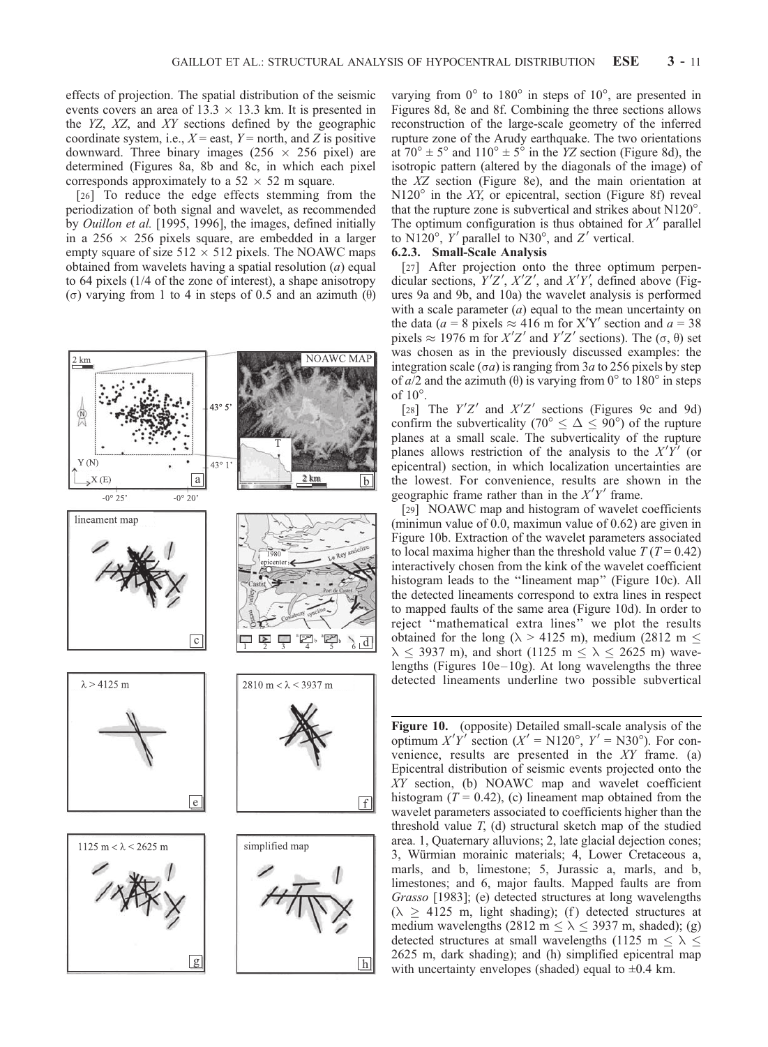effects of projection. The spatial distribution of the seismic events covers an area of 13.3 × 13.3 km. It is presented in the *YZ*, *XZ*, and *XY* sections defined by the geographic coordinate system, i.e., *X* = east, *Y* = north, and *Z* is positive downward. Three binary images (256 × 256 pixel) are determined (Figures 8a, 8b and 8c, in which each pixel corresponds approximately to a 52 × 52 m square.

[26] To reduce the edge effects stemming from the periodization of both signal and wavelet, as recommended by *Ouillon et al.* [1995, 1996], the images, defined initially in a 256 × 256 pixels square, are embedded in a larger empty square of size 512 × 512 pixels. The NOAWC maps obtained from wavelets having a spatial resolution ($a$) equal to 64 pixels (1/4 of the zone of interest), a shape anisotropy ($\sigma$) varying from 1 to 4 in steps of 0.5 and an azimuth ($\theta$) varying from 0° to 180° in steps of 10°, are presented in Figures 8d, 8e and 8f. Combining the three sections allows reconstruction of the large-scale geometry of the inferred rupture zone of the Arudy earthquake. The two orientations at 70° ± 5° and 110° ± 5° in the *YZ* section (Figure 8d), the isotropic pattern (altered by the diagonals of the image) of the *XZ* section (Figure 8e), and the main orientation at N120° in the *XY*, or epicentral, section (Figure 8f) reveal that the rupture zone is subvertical and strikes about N120°. The optimum configuration is thus obtained for $X'$ parallel to N120°, $Y'$ parallel to N30°, and $Z'$ vertical.

#### 6.2.3. Small-Scale Analysis

[27] After projection onto the three optimum perpendicular sections, $Y'Z'$, $X'Z'$, and $X'Y'$, defined above (Figures 9a and 9b, and 10a) the wavelet analysis is performed with a scale parameter ($a$) equal to the mean uncertainty on the data ($a$ = 8 pixels ≈ 416 m for X′Y′ section and $a$ = 38 pixels ≈ 1976 m for $X'Z'$ and $Y'Z'$ sections). The ($\sigma$, $\theta$) set was chosen as in the previously discussed examples: the integration scale ($\sigma a$) is ranging from $3a$ to 256 pixels by step of $a/2$ and the azimuth ($\theta$) is varying from 0° to 180° in steps of 10°.

[28] The $Y'Z'$ and $X'Z'$ sections (Figures 9c and 9d) confirm the subverticality ($70° \leq \Delta \leq 90°$) of the rupture planes at a small scale. The subverticality of the rupture planes allows restriction of the analysis to the $X'Y'$ (or epicentral) section, in which localization uncertainties are the lowest. For convenience, results are shown in the geographic frame rather than in the $X'Y'$ frame.

[29] NOAWC map and histogram of wavelet coefficients (minimun value of 0.0, maximun value of 0.62) are given in Figure 10b. Extraction of the wavelet parameters associated to local maxima higher than the threshold value $T$ ($T$ = 0.42) interactively chosen from the kink of the wavelet coefficient histogram leads to the "lineament map" (Figure 10c). All the detected lineaments correspond to extra lines in respect to mapped faults of the same area (Figure 10d). In order to reject "mathematical extra lines" we plot the results obtained for the long ($\lambda$ > 4125 m), medium (2812 m ≤ $\lambda$ ≤ 3937 m), and short (1125 m ≤ $\lambda$ ≤ 2625 m) wavelengths (Figures 10e–10g). At long wavelengths the three detected lineaments underline two possible subvertical

**Figure 10.** (opposite) Detailed small-scale analysis of the optimum $X'Y'$ section ($X'$ = N120°, $Y'$ = N30°). For convenience, results are presented in the *XY* frame. (a) Epicentral distribution of seismic events projected onto the *XY* section, (b) NOAWC map and wavelet coefficient histogram ($T$ = 0.42), (c) lineament map obtained from the wavelet parameters associated to coefficients higher than the threshold value $T$, (d) structural sketch map of the studied area. 1, Quaternary alluvions; 2, late glacial dejection cones; 3, Würmian morainic materials; 4, Lower Cretaceous a, marls, and b, limestone; 5, Jurassic a, marls, and b, limestones; and 6, major faults. Mapped faults are from *Grasso* [1983]; (e) detected structures at long wavelengths ($\lambda \geq$ 4125 m, light shading); (f) detected structures at medium wavelengths (2812 m ≤ $\lambda$ ≤ 3937 m, shaded); (g) detected structures at small wavelengths (1125 m ≤ $\lambda$ ≤ 2625 m, dark shading); and (h) simplified epicentral map with uncertainty envelopes (shaded) equal to ±0.4 km.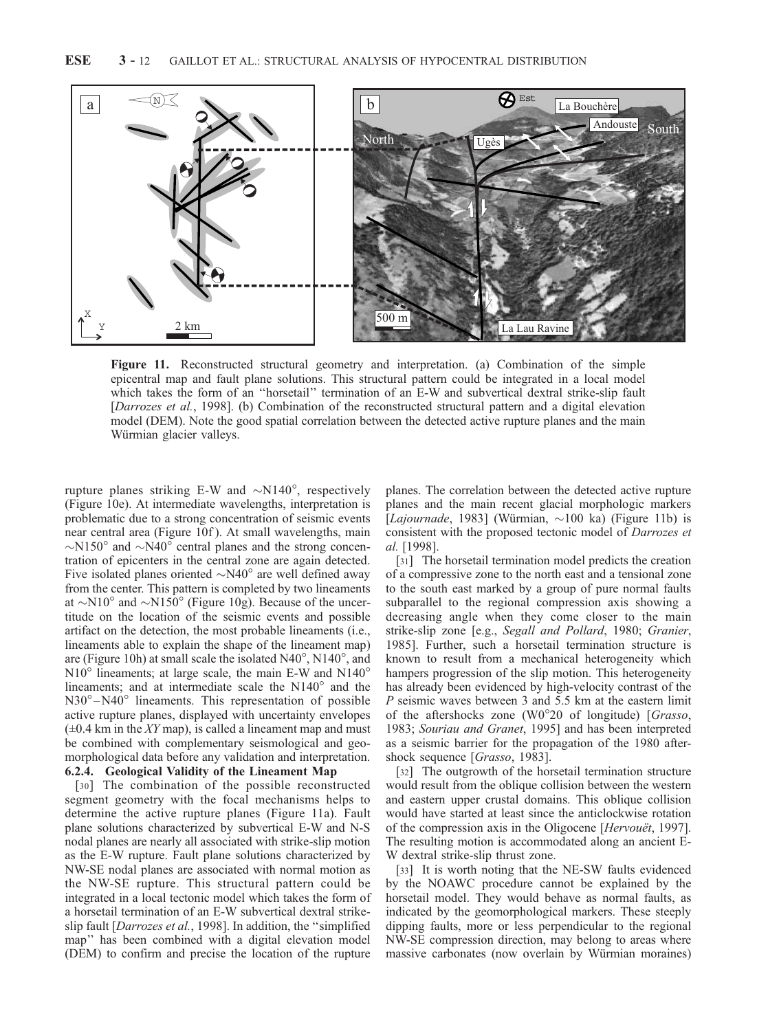**Figure 11.** Reconstructed structural geometry and interpretation. (a) Combination of the simple epicentral map and fault plane solutions. This structural pattern could be integrated in a local model which takes the form of an "horsetail" termination of an E-W and subvertical dextral strike-slip fault [*Darrozes et al.*, 1998]. (b) Combination of the reconstructed structural pattern and a digital elevation model (DEM). Note the good spatial correlation between the detected active rupture planes and the main Würmian glacier valleys.

rupture planes striking E-W and ~N140°, respectively (Figure 10e). At intermediate wavelengths, interpretation is problematic due to a strong concentration of seismic events near central area (Figure 10f). At small wavelengths, main ~N150° and ~N40° central planes and the strong concentration of epicenters in the central zone are again detected. Five isolated planes oriented ~N40° are well defined away from the center. This pattern is completed by two lineaments at ~N10° and ~N150° (Figure 10g). Because of the uncertitude on the location of the seismic events and possible artifact on the detection, the most probable lineaments (i.e., lineaments able to explain the shape of the lineament map) are (Figure 10h) at small scale the isolated N40°, N140°, and N10° lineaments; at large scale, the main E-W and N140° lineaments; and at intermediate scale the N140° and the N30°–N40° lineaments. This representation of possible active rupture planes, displayed with uncertainty envelopes (±0.4 km in the *XY* map), is called a lineament map and must be combined with complementary seismological and geomorphological data before any validation and interpretation.

#### 6.2.4. Geological Validity of the Lineament Map

[30] The combination of the possible reconstructed segment geometry with the focal mechanisms helps to determine the active rupture planes (Figure 11a). Fault plane solutions characterized by subvertical E-W and N-S nodal planes are nearly all associated with strike-slip motion as the E-W rupture. Fault plane solutions characterized by NW-SE nodal planes are associated with normal motion as the NW-SE rupture. This structural pattern could be integrated in a local tectonic model which takes the form of a horsetail termination of an E-W subvertical dextral strike-slip fault [*Darrozes et al.*, 1998]. In addition, the "simplified map" has been combined with a digital elevation model (DEM) to confirm and precise the location of the rupture planes. The correlation between the detected active rupture planes and the main recent glacial morphologic markers [*Lajournade*, 1983] (Würmian, ~100 ka) (Figure 11b) is consistent with the proposed tectonic model of *Darrozes et al.* [1998].

[31] The horsetail termination model predicts the creation of a compressive zone to the north east and a tensional zone to the south east marked by a group of pure normal faults subparallel to the regional compression axis showing a decreasing angle when they come closer to the main strike-slip zone [e.g., *Segall and Pollard*, 1980; *Granier*, 1985]. Further, such a horsetail termination structure is known to result from a mechanical heterogeneity which hampers progression of the slip motion. This heterogeneity has already been evidenced by high-velocity contrast of the *P* seismic waves between 3 and 5.5 km at the eastern limit of the aftershocks zone (W0°20 of longitude) [*Grasso*, 1983; *Souriau and Granet*, 1995] and has been interpreted as a seismic barrier for the propagation of the 1980 aftershock sequence [*Grasso*, 1983].

[32] The outgrowth of the horsetail termination structure would result from the oblique collision between the western and eastern upper crustal domains. This oblique collision would have started at least since the anticlockwise rotation of the compression axis in the Oligocene [*Hervouët*, 1997]. The resulting motion is accommodated along an ancient E-W dextral strike-slip thrust zone.

[33] It is worth noting that the NE-SW faults evidenced by the NOAWC procedure cannot be explained by the horsetail model. They would behave as normal faults, as indicated by the geomorphological markers. These steeply dipping faults, more or less perpendicular to the regional NW-SE compression direction, may belong to areas where massive carbonates (now overlain by Würmian moraines)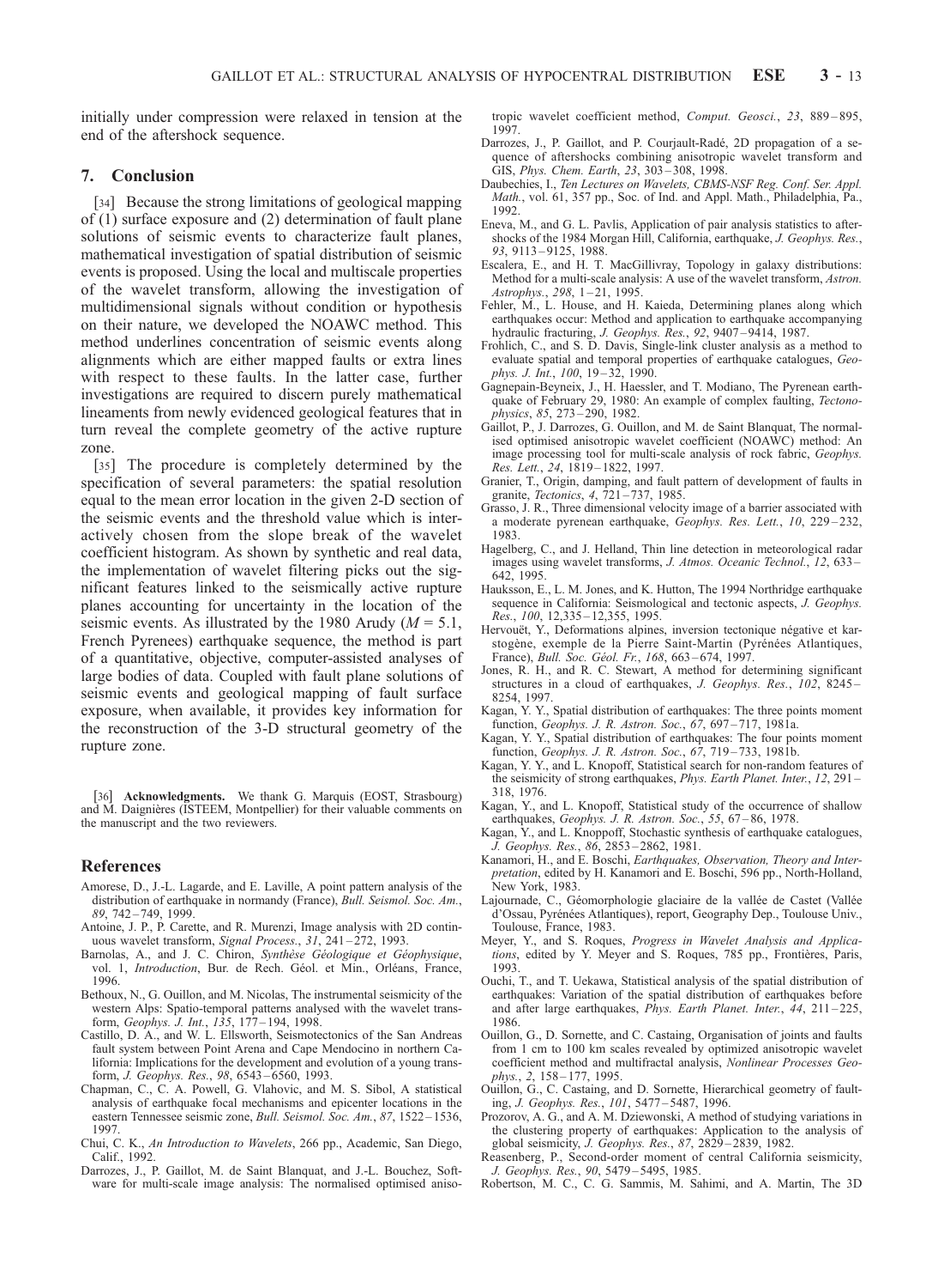initially under compression were relaxed in tension at the end of the aftershock sequence.

## 7. Conclusion

[34] Because the strong limitations of geological mapping of (1) surface exposure and (2) determination of fault plane solutions of seismic events to characterize fault planes, mathematical investigation of spatial distribution of seismic events is proposed. Using the local and multiscale properties of the wavelet transform, allowing the investigation of multidimensional signals without condition or hypothesis on their nature, we developed the NOAWC method. This method underlines concentration of seismic events along alignments which are either mapped faults or extra lines with respect to these faults. In the latter case, further investigations are required to discern purely mathematical lineaments from newly evidenced geological features that in turn reveal the complete geometry of the active rupture zone.

[35] The procedure is completely determined by the specification of several parameters: the spatial resolution equal to the mean error location in the given 2-D section of the seismic events and the threshold value which is interactively chosen from the slope break of the wavelet coefficient histogram. As shown by synthetic and real data, the implementation of wavelet filtering picks out the significant features linked to the seismically active rupture planes accounting for uncertainty in the location of the seismic events. As illustrated by the 1980 Arudy ($M = 5.1$, French Pyrenees) earthquake sequence, the method is part of a quantitative, objective, computer-assisted analyses of large bodies of data. Coupled with fault plane solutions of seismic events and geological mapping of fault surface exposure, when available, it provides key information for the reconstruction of the 3-D structural geometry of the rupture zone.

[36] **Acknowledgments.** We thank G. Marquis (EOST, Strasbourg) and M. Daignières (ISTEEM, Montpellier) for their valuable comments on the manuscript and the two reviewers.

## References

Amorese, D., J.-L. Lagarde, and E. Laville, A point pattern analysis of the distribution of earthquake in normandy (France), *Bull. Seismol. Soc. Am.*, *89*, 742–749, 1999.

Antoine, J. P., P. Carette, and R. Murenzi, Image analysis with 2D continuous wavelet transform, *Signal Process.*, *31*, 241–272, 1993.

Barnolas, A., and J. C. Chiron, *Synthèse Géologique et Géophysique*, vol. 1, *Introduction*, Bur. de Rech. Géol. et Min., Orléans, France, 1996.

Bethoux, N., G. Ouillon, and M. Nicolas, The instrumental seismicity of the western Alps: Spatio-temporal patterns analysed with the wavelet transform, *Geophys. J. Int.*, *135*, 177–194, 1998.

Castillo, D. A., and W. L. Ellsworth, Seismotectonics of the San Andreas fault system between Point Arena and Cape Mendocino in northern California: Implications for the development and evolution of a young transform, *J. Geophys. Res.*, *98*, 6543–6560, 1993.

Chapman, C., C. A. Powell, G. Vlahovic, and M. S. Sibol, A statistical analysis of earthquake focal mechanisms and epicenter locations in the eastern Tennessee seismic zone, *Bull. Seismol. Soc. Am.*, *87*, 1522–1536, 1997.

Chui, C. K., *An Introduction to Wavelets*, 266 pp., Academic, San Diego, Calif., 1992.

Darrozes, J., P. Gaillot, M. de Saint Blanquat, and J.-L. Bouchez, Software for multi-scale image analysis: The normalised optimised anisotropic wavelet coefficient method, *Comput. Geosci.*, *23*, 889–895, 1997.

Darrozes, J., P. Gaillot, and P. Courjault-Radé, 2D propagation of a sequence of aftershocks combining anisotropic wavelet transform and GIS, *Phys. Chem. Earth*, *23*, 303–308, 1998.

Daubechies, I., *Ten Lectures on Wavelets, CBMS-NSF Reg. Conf. Ser. Appl. Math.*, vol. 61, 357 pp., Soc. of Ind. and Appl. Math., Philadelphia, Pa., 1992.

Eneva, M., and G. L. Pavlis, Application of pair analysis statistics to aftershocks of the 1984 Morgan Hill, California, earthquake, *J. Geophys. Res.*, *93*, 9113–9125, 1988.

Escalera, E., and H. T. MacGillivray, Topology in galaxy distributions: Method for a multi-scale analysis: A use of the wavelet transform, *Astron. Astrophys.*, *298*, 1–21, 1995.

Fehler, M., L. House, and H. Kaieda, Determining planes along which earthquakes occur: Method and application to earthquake accompanying hydraulic fracturing, *J. Geophys. Res.*, *92*, 9407–9414, 1987.

Frohlich, C., and S. D. Davis, Single-link cluster analysis as a method to evaluate spatial and temporal properties of earthquake catalogues, *Geophys. J. Int.*, *100*, 19–32, 1990.

Gagnepain-Beyneix, J., H. Haessler, and T. Modiano, The Pyrenean earthquake of February 29, 1980: An example of complex faulting, *Tectonophysics*, *85*, 273–290, 1982.

Gaillot, P., J. Darrozes, G. Ouillon, and M. de Saint Blanquat, The normalised optimised anisotropic wavelet coefficient (NOAWC) method: An image processing tool for multi-scale analysis of rock fabric, *Geophys. Res. Lett.*, *24*, 1819–1822, 1997.

Granier, T., Origin, damping, and fault pattern of development of faults in granite, *Tectonics*, *4*, 721–737, 1985.

Grasso, J. R., Three dimensional velocity image of a barrier associated with a moderate pyrenean earthquake, *Geophys. Res. Lett.*, *10*, 229–232, 1983.

Hagelberg, C., and J. Helland, Thin line detection in meteorological radar images using wavelet transforms, *J. Atmos. Oceanic Technol.*, *12*, 633–642, 1995.

Hauksson, E., L. M. Jones, and K. Hutton, The 1994 Northridge earthquake sequence in California: Seismological and tectonic aspects, *J. Geophys. Res.*, *100*, 12,335–12,355, 1995.

Hervouët, Y., Deformations alpines, inversion tectonique négative et karstogène, exemple de la Pierre Saint-Martin (Pyrénées Atlantiques, France), *Bull. Soc. Géol. Fr.*, *168*, 663–674, 1997.

Jones, R. H., and R. C. Stewart, A method for determining significant structures in a cloud of earthquakes, *J. Geophys. Res.*, *102*, 8245–8254, 1997.

Kagan, Y. Y., Spatial distribution of earthquakes: The three points moment function, *Geophys. J. R. Astron. Soc.*, *67*, 697–717, 1981a.

Kagan, Y. Y., Spatial distribution of earthquakes: The four points moment function, *Geophys. J. R. Astron. Soc.*, *67*, 719–733, 1981b.

Kagan, Y. Y., and L. Knopoff, Statistical search for non-random features of the seismicity of strong earthquakes, *Phys. Earth Planet. Inter.*, *12*, 291–318, 1976.

Kagan, Y., and L. Knopoff, Statistical study of the occurrence of shallow earthquakes, *Geophys. J. R. Astron. Soc.*, *55*, 67–86, 1978.

Kagan, Y., and L. Knoppoff, Stochastic synthesis of earthquake catalogues, *J. Geophys. Res.*, *86*, 2853–2862, 1981.

Kanamori, H., and E. Boschi, *Earthquakes, Observation, Theory and Interpretation*, edited by H. Kanamori and E. Boschi, 596 pp., North-Holland, New York, 1983.

Lajournade, C., Géomorphologie glaciaire de la vallée de Castet (Vallée d'Ossau, Pyrénées Atlantiques), report, Geography Dep., Toulouse Univ., Toulouse, France, 1983.

Meyer, Y., and S. Roques, *Progress in Wavelet Analysis and Applications*, edited by Y. Meyer and S. Roques, 785 pp., Frontières, Paris, 1993.

Ouchi, T., and T. Uekawa, Statistical analysis of the spatial distribution of earthquakes: Variation of the spatial distribution of earthquakes before and after large earthquakes, *Phys. Earth Planet. Inter.*, *44*, 211–225, 1986.

Ouillon, G., D. Sornette, and C. Castaing, Organisation of joints and faults from 1 cm to 100 km scales revealed by optimized anisotropic wavelet coefficient method and multifractal analysis, *Nonlinear Processes Geophys.*, *2*, 158–177, 1995.

Ouillon, G., C. Castaing, and D. Sornette, Hierarchical geometry of faulting, *J. Geophys. Res.*, *101*, 5477–5487, 1996.

Prozorov, A. G., and A. M. Dziewonski, A method of studying variations in the clustering property of earthquakes: Application to the analysis of global seismicity, *J. Geophys. Res.*, *87*, 2829–2839, 1982.

Reasenberg, P., Second-order moment of central California seismicity, *J. Geophys. Res.*, *90*, 5479–5495, 1985.

Robertson, M. C., C. G. Sammis, M. Sahimi, and A. Martin, The 3D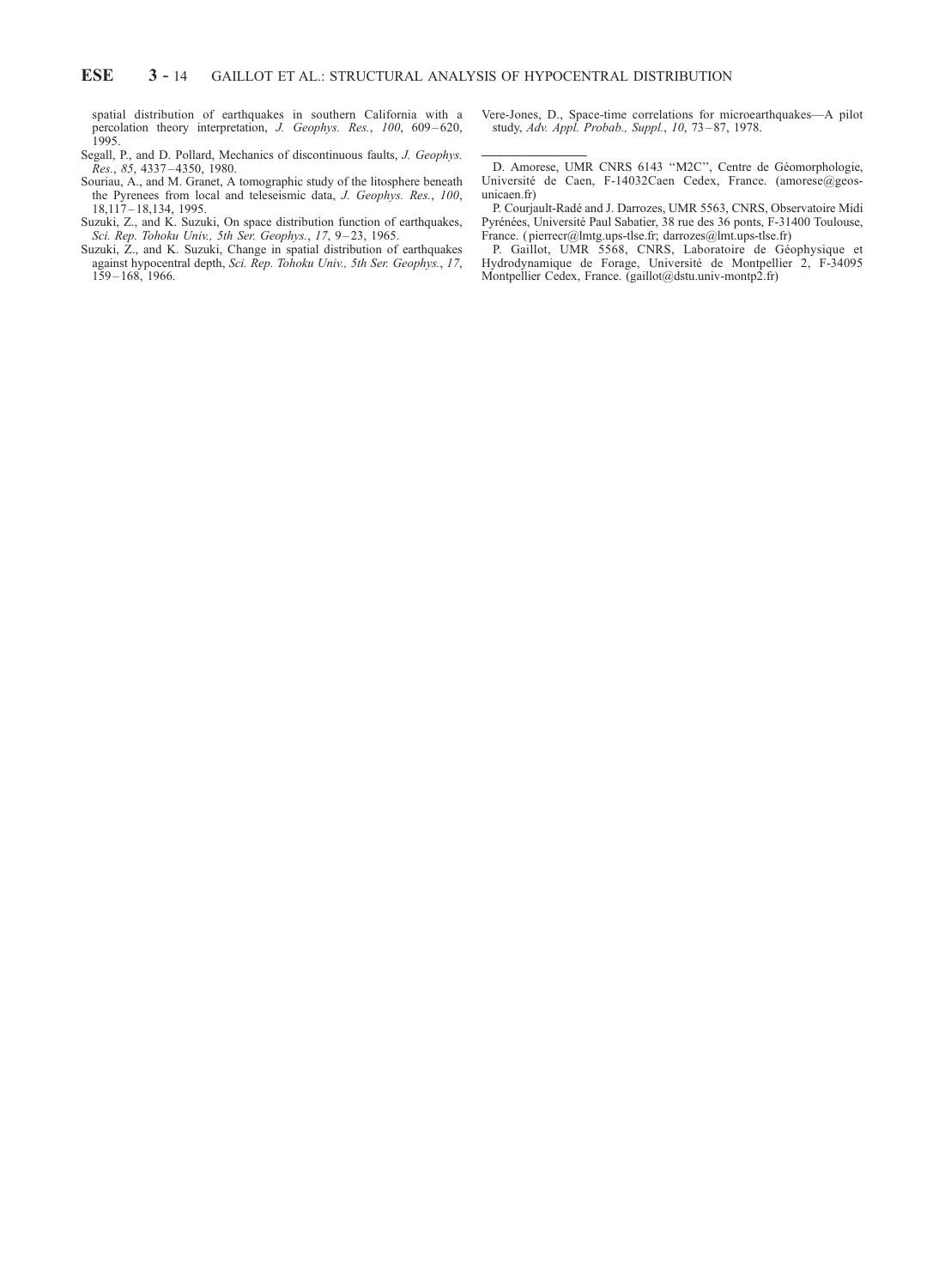spatial distribution of earthquakes in southern California with a percolation theory interpretation, *J. Geophys. Res.*, *100*, 609–620, 1995.

Segall, P., and D. Pollard, Mechanics of discontinuous faults, *J. Geophys. Res.*, *85*, 4337–4350, 1980.

Souriau, A., and M. Granet, A tomographic study of the litosphere beneath the Pyrenees from local and teleseismic data, *J. Geophys. Res.*, *100*, 18,117–18,134, 1995.

Suzuki, Z., and K. Suzuki, On space distribution function of earthquakes, *Sci. Rep. Tohoku Univ., 5th Ser. Geophys.*, *17*, 9–23, 1965.

Suzuki, Z., and K. Suzuki, Change in spatial distribution of earthquakes against hypocentral depth, *Sci. Rep. Tohoku Univ., 5th Ser. Geophys.*, *17*, 159–168, 1966.

Vere-Jones, D., Space-time correlations for microearthquakes—A pilot study, *Adv. Appl. Probab., Suppl.*, *10*, 73–87, 1978.

---

D. Amorese, UMR CNRS 6143 ''M2C'', Centre de Géomorphologie, Université de Caen, F-14032Caen Cedex, France. (amorese@geos-unicaen.fr)

P. Courjault-Radé and J. Darrozes, UMR 5563, CNRS, Observatoire Midi Pyrénées, Université Paul Sabatier, 38 rue des 36 ponts, F-31400 Toulouse, France. (pierrecr@lmtg.ups-tlse.fr; darrozes@lmt.ups-tlse.fr)

P. Gaillot, UMR 5568, CNRS, Laboratoire de Géophysique et Hydrodynamique de Forage, Université de Montpellier 2, F-34095 Montpellier Cedex, France. (gaillot@dstu.univ-montp2.fr)